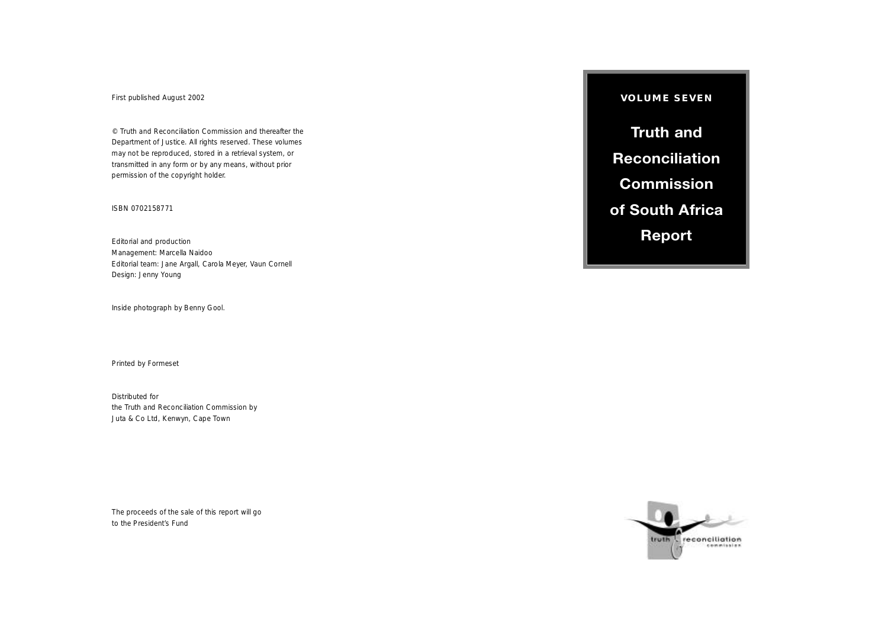First published August 2002

© Truth and Reconciliation Commission and thereafter the Department of Justice. All rights reserved. These volumes may not be reproduced, stored in a retrieval system, or transmitted in any form or by any means, without prior permission of the copyright holder.

ISBN 0702158771

Editorial and production
Management: Marcella Naidoo
Editorial team: Jane Argall, Carola Meyer, Vaun Cornell
Design: Jenny Young

Inside photograph by Benny Gool.

Printed by Formeset

Distributed for
the Truth and Reconciliation Commission by
Juta & Co Ltd, Kenwyn, Cape Town

The proceeds of the sale of this report will go
to the President's Fund

**VOLUME SEVEN**

# Truth and Reconciliation Commission of South Africa Report

truth reconciliation commission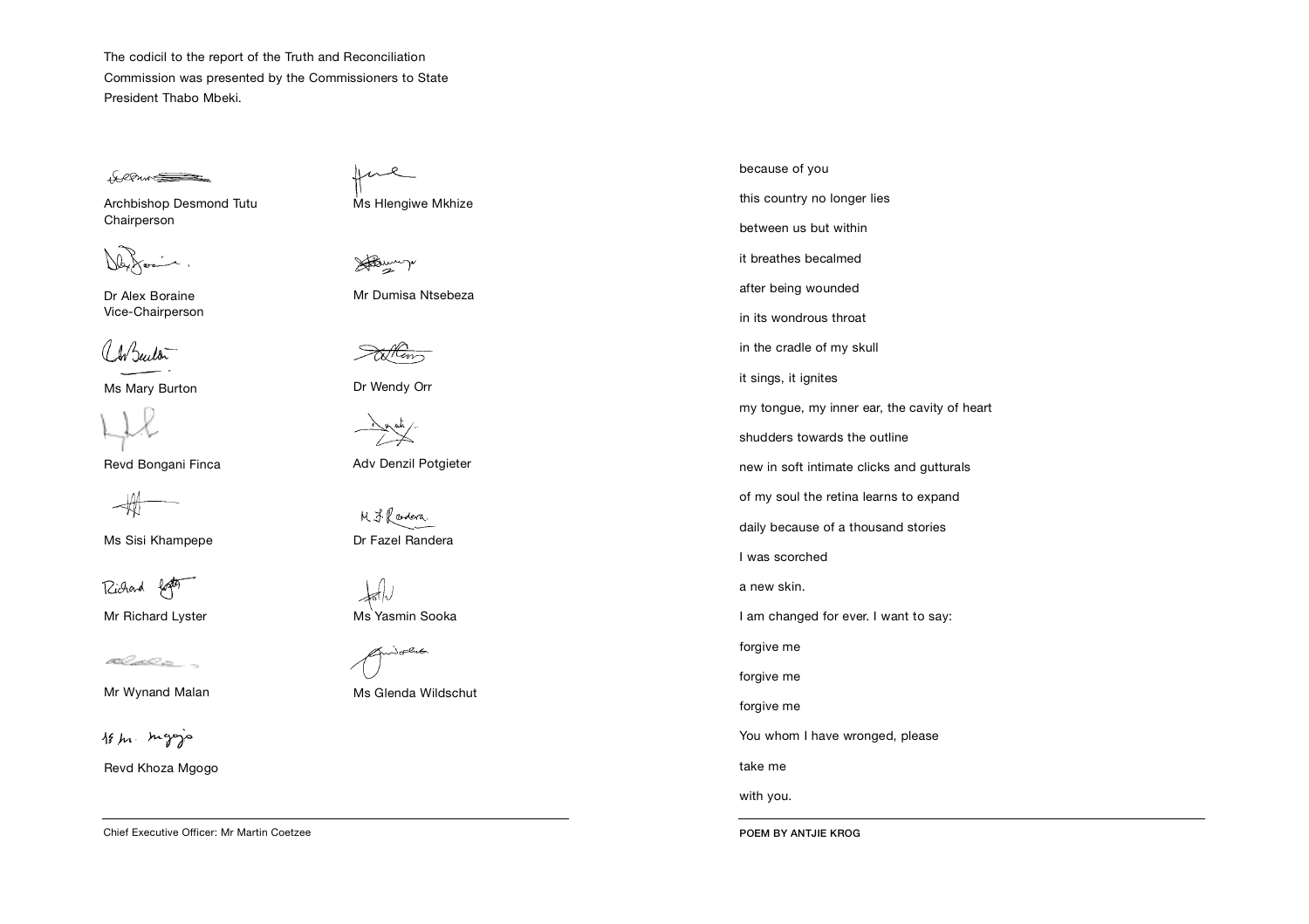The codicil to the report of the Truth and Reconciliation Commission was presented by the Commissioners to State President Thabo Mbeki.

Archbishop Desmond Tutu
Chairperson

Dr Alex Boraine
Vice-Chairperson

Ms Mary Burton

Revd Bongani Finca

Ms Sisi Khampepe

Mr Richard Lyster

Mr Wynand Malan

Revd Khoza Mgogo

Ms Hlengiwe Mkhize

Mr Dumisa Ntsebeza

Dr Wendy Orr

Adv Denzil Potgieter

Dr Fazel Randera

Ms Yasmin Sooka

Ms Glenda Wildschut

Chief Executive Officer: Mr Martin Coetzee

because of you

this country no longer lies

between us but within

it breathes becalmed

after being wounded

in its wondrous throat

in the cradle of my skull

it sings, it ignites

my tongue, my inner ear, the cavity of heart

shudders towards the outline

new in soft intimate clicks and gutturals

of my soul the retina learns to expand

daily because of a thousand stories

I was scorched

a new skin.

I am changed for ever. I want to say:

forgive me

forgive me

forgive me

You whom I have wronged, please

take me

with you.

**POEM BY ANTJIE KROG**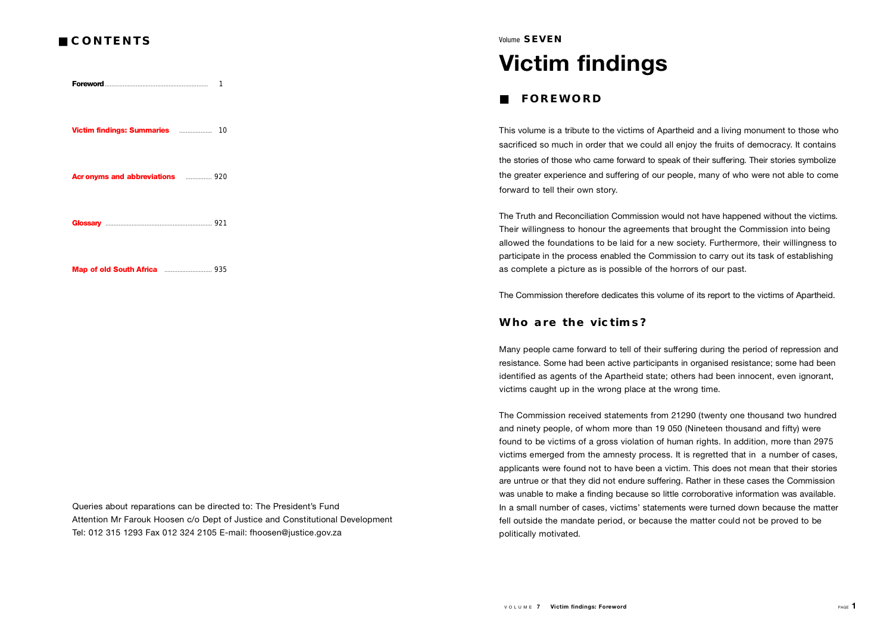## CONTENTS

| | |
|---|---|
| **Foreword** | 1 |
| **Victim findings: Summaries** | 10 |
| **Acr onyms and abbreviations** | 920 |
| **Glossary** | 921 |
| **Map of old South Africa** | 935 |

Queries about reparations can be directed to: The President's Fund
Attention Mr Farouk Hoosen c/o Dept of Justice and Constitutional Development
Tel: 012 315 1293 Fax 012 324 2105 E-mail: fhoosen@justice.gov.za

Volume **SEVEN**

# Victim findings

## FOREWORD

This volume is a tribute to the victims of Apartheid and a living monument to those who sacrificed so much in order that we could all enjoy the fruits of democracy. It contains the stories of those who came forward to speak of their suffering. Their stories symbolize the greater experience and suffering of our people, many of who were not able to come forward to tell their own story.

The Truth and Reconciliation Commission would not have happened without the victims. Their willingness to honour the agreements that brought the Commission into being allowed the foundations to be laid for a new society. Furthermore, their willingness to participate in the process enabled the Commission to carry out its task of establishing as complete a picture as is possible of the horrors of our past.

The Commission therefore dedicates this volume of its report to the victims of Apartheid.

### Who are the vic tims?

Many people came forward to tell of their suffering during the period of repression and resistance. Some had been active participants in organised resistance; some had been identified as agents of the Apartheid state; others had been innocent, even ignorant, victims caught up in the wrong place at the wrong time.

The Commission received statements from 21290 (twenty one thousand two hundred and ninety people, of whom more than 19 050 (Nineteen thousand and fifty) were found to be victims of a gross violation of human rights. In addition, more than 2975 victims emerged from the amnesty process. It is regretted that in a number of cases, applicants were found not to have been a victim. This does not mean that their stories are untrue or that they did not endure suffering. Rather in these cases the Commission was unable to make a finding because so little corroborative information was available. In a small number of cases, victims' statements were turned down because the matter fell outside the mandate period, or because the matter could not be proved to be politically motivated.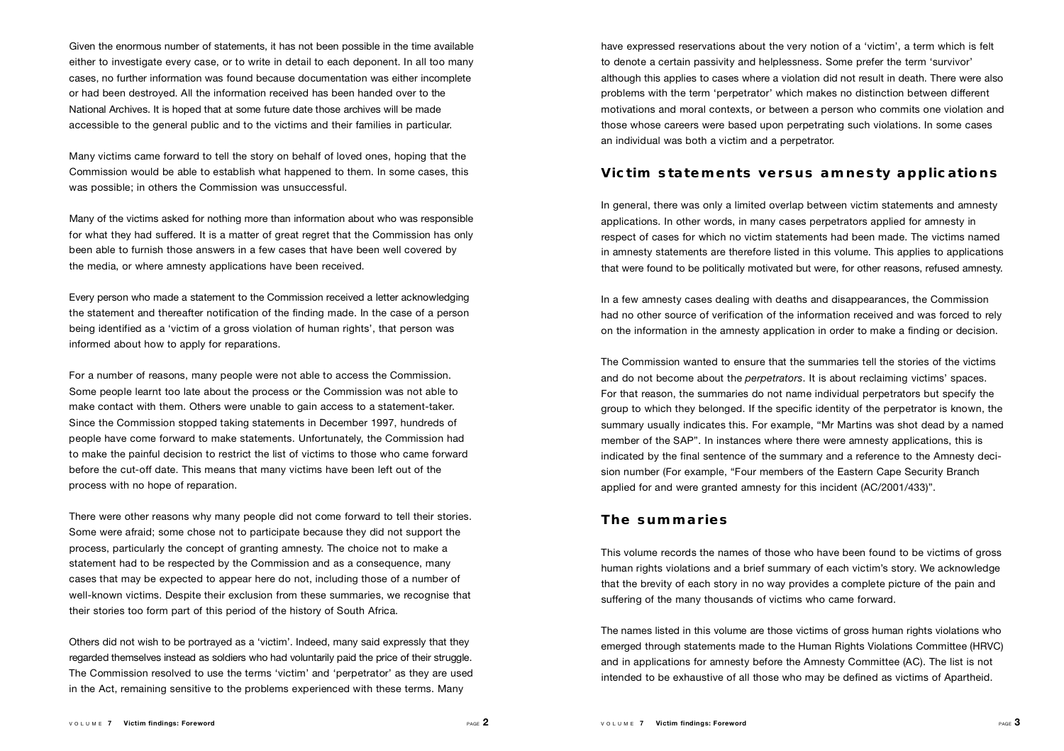Given the enormous number of statements, it has not been possible in the time available either to investigate every case, or to write in detail to each deponent. In all too many cases, no further information was found because documentation was either incomplete or had been destroyed. All the information received has been handed over to the National Archives. It is hoped that at some future date those archives will be made accessible to the general public and to the victims and their families in particular.

Many victims came forward to tell the story on behalf of loved ones, hoping that the Commission would be able to establish what happened to them. In some cases, this was possible; in others the Commission was unsuccessful.

Many of the victims asked for nothing more than information about who was responsible for what they had suffered. It is a matter of great regret that the Commission has only been able to furnish those answers in a few cases that have been well covered by the media, or where amnesty applications have been received.

Every person who made a statement to the Commission received a letter acknowledging the statement and thereafter notification of the finding made. In the case of a person being identified as a 'victim of a gross violation of human rights', that person was informed about how to apply for reparations.

For a number of reasons, many people were not able to access the Commission. Some people learnt too late about the process or the Commission was not able to make contact with them. Others were unable to gain access to a statement-taker. Since the Commission stopped taking statements in December 1997, hundreds of people have come forward to make statements. Unfortunately, the Commission had to make the painful decision to restrict the list of victims to those who came forward before the cut-off date. This means that many victims have been left out of the process with no hope of reparation.

There were other reasons why many people did not come forward to tell their stories. Some were afraid; some chose not to participate because they did not support the process, particularly the concept of granting amnesty. The choice not to make a statement had to be respected by the Commission and as a consequence, many cases that may be expected to appear here do not, including those of a number of well-known victims. Despite their exclusion from these summaries, we recognise that their stories too form part of this period of the history of South Africa.

Others did not wish to be portrayed as a 'victim'. Indeed, many said expressly that they regarded themselves instead as soldiers who had voluntarily paid the price of their struggle. The Commission resolved to use the terms 'victim' and 'perpetrator' as they are used in the Act, remaining sensitive to the problems experienced with these terms. Many have expressed reservations about the very notion of a 'victim', a term which is felt to denote a certain passivity and helplessness. Some prefer the term 'survivor' although this applies to cases where a violation did not result in death. There were also problems with the term 'perpetrator' which makes no distinction between different motivations and moral contexts, or between a person who commits one violation and those whose careers were based upon perpetrating such violations. In some cases an individual was both a victim and a perpetrator.

## Victim statements versus amnesty applications

In general, there was only a limited overlap between victim statements and amnesty applications. In other words, in many cases perpetrators applied for amnesty in respect of cases for which no victim statements had been made. The victims named in amnesty statements are therefore listed in this volume. This applies to applications that were found to be politically motivated but were, for other reasons, refused amnesty.

In a few amnesty cases dealing with deaths and disappearances, the Commission had no other source of verification of the information received and was forced to rely on the information in the amnesty application in order to make a finding or decision.

The Commission wanted to ensure that the summaries tell the stories of the victims and do not become about the *perpetrators*. It is about reclaiming victims' spaces. For that reason, the summaries do not name individual perpetrators but specify the group to which they belonged. If the specific identity of the perpetrator is known, the summary usually indicates this. For example, "Mr Martins was shot dead by a named member of the SAP". In instances where there were amnesty applications, this is indicated by the final sentence of the summary and a reference to the Amnesty decision number (For example, "Four members of the Eastern Cape Security Branch applied for and were granted amnesty for this incident (AC/2001/433)".

## The summaries

This volume records the names of those who have been found to be victims of gross human rights violations and a brief summary of each victim's story. We acknowledge that the brevity of each story in no way provides a complete picture of the pain and suffering of the many thousands of victims who came forward.

The names listed in this volume are those victims of gross human rights violations who emerged through statements made to the Human Rights Violations Committee (HRVC) and in applications for amnesty before the Amnesty Committee (AC). The list is not intended to be exhaustive of all those who may be defined as victims of Apartheid.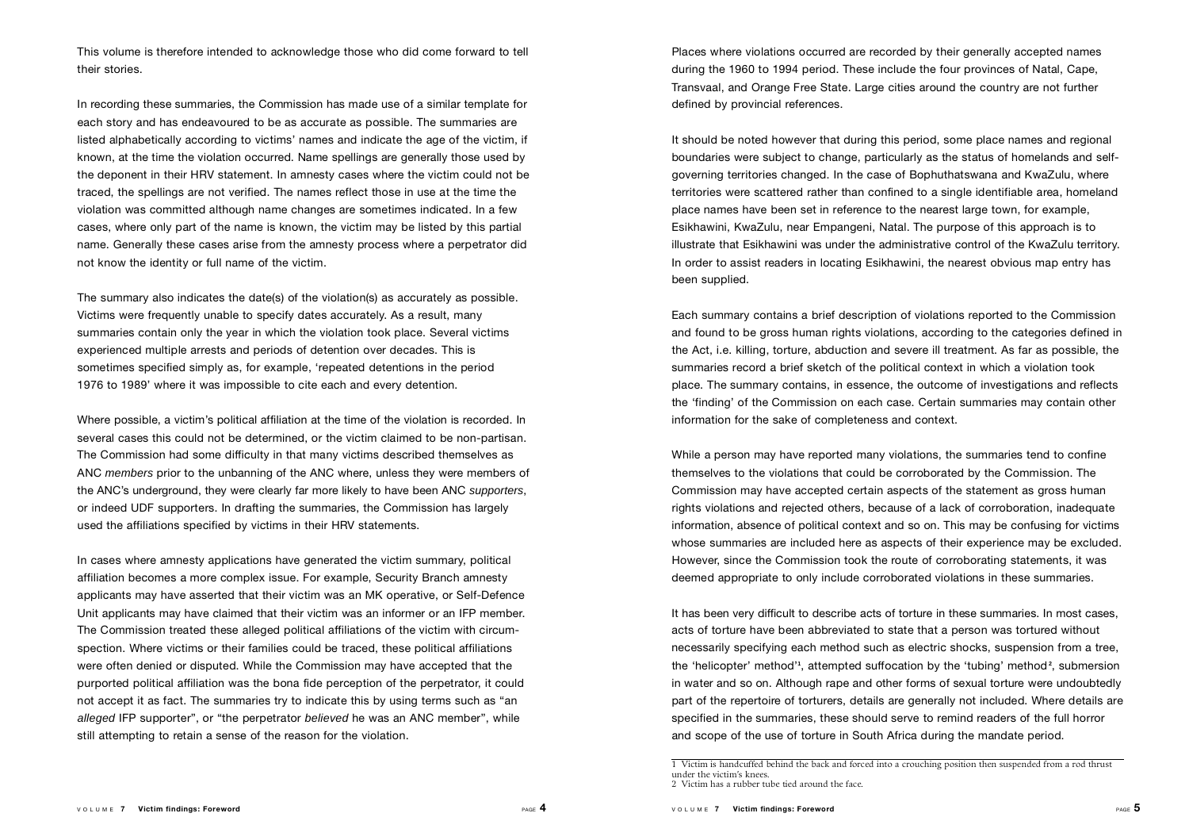This volume is therefore intended to acknowledge those who did come forward to tell their stories.

In recording these summaries, the Commission has made use of a similar template for each story and has endeavoured to be as accurate as possible. The summaries are listed alphabetically according to victims' names and indicate the age of the victim, if known, at the time the violation occurred. Name spellings are generally those used by the deponent in their HRV statement. In amnesty cases where the victim could not be traced, the spellings are not verified. The names reflect those in use at the time the violation was committed although name changes are sometimes indicated. In a few cases, where only part of the name is known, the victim may be listed by this partial name. Generally these cases arise from the amnesty process where a perpetrator did not know the identity or full name of the victim.

The summary also indicates the date(s) of the violation(s) as accurately as possible. Victims were frequently unable to specify dates accurately. As a result, many summaries contain only the year in which the violation took place. Several victims experienced multiple arrests and periods of detention over decades. This is sometimes specified simply as, for example, 'repeated detentions in the period 1976 to 1989' where it was impossible to cite each and every detention.

Where possible, a victim's political affiliation at the time of the violation is recorded. In several cases this could not be determined, or the victim claimed to be non-partisan. The Commission had some difficulty in that many victims described themselves as ANC *members* prior to the unbanning of the ANC where, unless they were members of the ANC's underground, they were clearly far more likely to have been ANC *supporters*, or indeed UDF supporters. In drafting the summaries, the Commission has largely used the affiliations specified by victims in their HRV statements.

In cases where amnesty applications have generated the victim summary, political affiliation becomes a more complex issue. For example, Security Branch amnesty applicants may have asserted that their victim was an MK operative, or Self-Defence Unit applicants may have claimed that their victim was an informer or an IFP member. The Commission treated these alleged political affiliations of the victim with circumspection. Where victims or their families could be traced, these political affiliations were often denied or disputed. While the Commission may have accepted that the purported political affiliation was the bona fide perception of the perpetrator, it could not accept it as fact. The summaries try to indicate this by using terms such as "an *alleged* IFP supporter", or "the perpetrator *believed* he was an ANC member", while still attempting to retain a sense of the reason for the violation.

Places where violations occurred are recorded by their generally accepted names during the 1960 to 1994 period. These include the four provinces of Natal, Cape, Transvaal, and Orange Free State. Large cities around the country are not further defined by provincial references.

It should be noted however that during this period, some place names and regional boundaries were subject to change, particularly as the status of homelands and self-governing territories changed. In the case of Bophuthatswana and KwaZulu, where territories were scattered rather than confined to a single identifiable area, homeland place names have been set in reference to the nearest large town, for example, Esikhawini, KwaZulu, near Empangeni, Natal. The purpose of this approach is to illustrate that Esikhawini was under the administrative control of the KwaZulu territory. In order to assist readers in locating Esikhawini, the nearest obvious map entry has been supplied.

Each summary contains a brief description of violations reported to the Commission and found to be gross human rights violations, according to the categories defined in the Act, i.e. killing, torture, abduction and severe ill treatment. As far as possible, the summaries record a brief sketch of the political context in which a violation took place. The summary contains, in essence, the outcome of investigations and reflects the 'finding' of the Commission on each case. Certain summaries may contain other information for the sake of completeness and context.

While a person may have reported many violations, the summaries tend to confine themselves to the violations that could be corroborated by the Commission. The Commission may have accepted certain aspects of the statement as gross human rights violations and rejected others, because of a lack of corroboration, inadequate information, absence of political context and so on. This may be confusing for victims whose summaries are included here as aspects of their experience may be excluded. However, since the Commission took the route of corroborating statements, it was deemed appropriate to only include corroborated violations in these summaries.

It has been very difficult to describe acts of torture in these summaries. In most cases, acts of torture have been abbreviated to state that a person was tortured without necessarily specifying each method such as electric shocks, suspension from a tree, the 'helicopter' method'[1], attempted suffocation by the 'tubing' method[2], submersion in water and so on. Although rape and other forms of sexual torture were undoubtedly part of the repertoire of torturers, details are generally not included. Where details are specified in the summaries, these should serve to remind readers of the full horror and scope of the use of torture in South Africa during the mandate period.

1 Victim is handcuffed behind the back and forced into a crouching position then suspended from a rod thrust under the victim's knees.
2 Victim has a rubber tube tied around the face.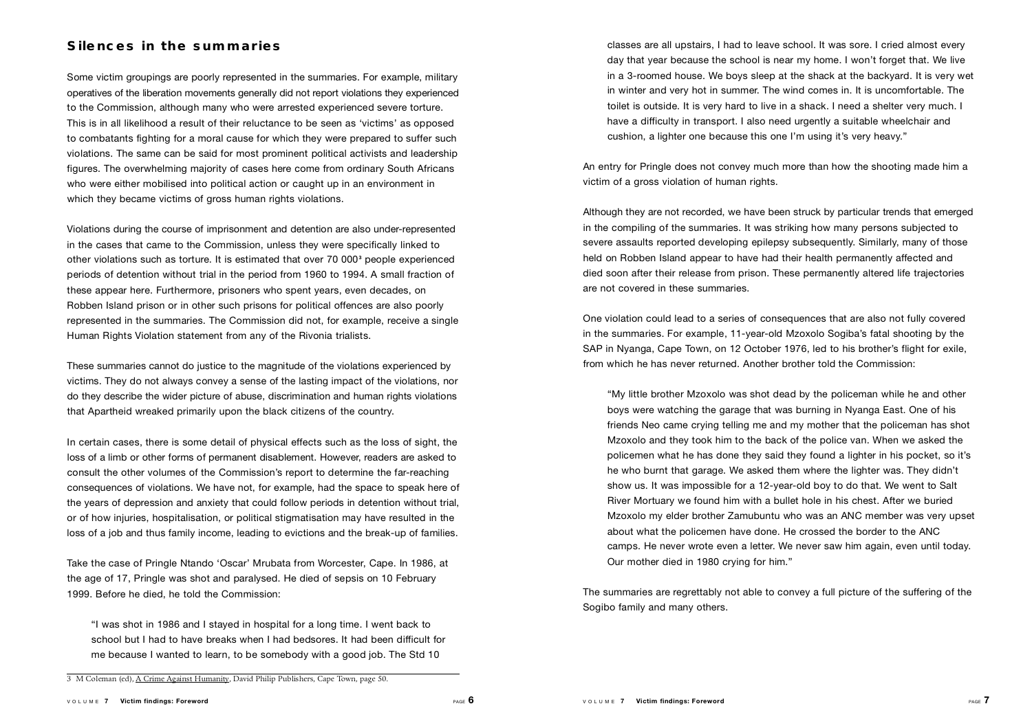## Silences in the summaries

Some victim groupings are poorly represented in the summaries. For example, military operatives of the liberation movements generally did not report violations they experienced to the Commission, although many who were arrested experienced severe torture. This is in all likelihood a result of their reluctance to be seen as 'victims' as opposed to combatants fighting for a moral cause for which they were prepared to suffer such violations. The same can be said for most prominent political activists and leadership figures. The overwhelming majority of cases here come from ordinary South Africans who were either mobilised into political action or caught up in an environment in which they became victims of gross human rights violations.

Violations during the course of imprisonment and detention are also under-represented in the cases that came to the Commission, unless they were specifically linked to other violations such as torture. It is estimated that over 70 000[3] people experienced periods of detention without trial in the period from 1960 to 1994. A small fraction of these appear here. Furthermore, prisoners who spent years, even decades, on Robben Island prison or in other such prisons for political offences are also poorly represented in the summaries. The Commission did not, for example, receive a single Human Rights Violation statement from any of the Rivonia trialists.

These summaries cannot do justice to the magnitude of the violations experienced by victims. They do not always convey a sense of the lasting impact of the violations, nor do they describe the wider picture of abuse, discrimination and human rights violations that Apartheid wreaked primarily upon the black citizens of the country.

In certain cases, there is some detail of physical effects such as the loss of sight, the loss of a limb or other forms of permanent disablement. However, readers are asked to consult the other volumes of the Commission's report to determine the far-reaching consequences of violations. We have not, for example, had the space to speak here of the years of depression and anxiety that could follow periods in detention without trial, or of how injuries, hospitalisation, or political stigmatisation may have resulted in the loss of a job and thus family income, leading to evictions and the break-up of families.

Take the case of Pringle Ntando 'Oscar' Mrubata from Worcester, Cape. In 1986, at the age of 17, Pringle was shot and paralysed. He died of sepsis on 10 February 1999. Before he died, he told the Commission:

> "I was shot in 1986 and I stayed in hospital for a long time. I went back to school but I had to have breaks when I had bedsores. It had been difficult for me because I wanted to learn, to be somebody with a good job. The Std 10 classes are all upstairs, I had to leave school. It was sore. I cried almost every day that year because the school is near my home. I won't forget that. We live in a 3-roomed house. We boys sleep at the shack at the backyard. It is very wet in winter and very hot in summer. The wind comes in. It is uncomfortable. The toilet is outside. It is very hard to live in a shack. I need a shelter very much. I have a difficulty in transport. I also need urgently a suitable wheelchair and cushion, a lighter one because this one I'm using it's very heavy."

An entry for Pringle does not convey much more than how the shooting made him a victim of a gross violation of human rights.

Although they are not recorded, we have been struck by particular trends that emerged in the compiling of the summaries. It was striking how many persons subjected to severe assaults reported developing epilepsy subsequently. Similarly, many of those held on Robben Island appear to have had their health permanently affected and died soon after their release from prison. These permanently altered life trajectories are not covered in these summaries.

One violation could lead to a series of consequences that are also not fully covered in the summaries. For example, 11-year-old Mzoxolo Sogiba's fatal shooting by the SAP in Nyanga, Cape Town, on 12 October 1976, led to his brother's flight for exile, from which he has never returned. Another brother told the Commission:

> "My little brother Mzoxolo was shot dead by the policeman while he and other boys were watching the garage that was burning in Nyanga East. One of his friends Neo came crying telling me and my mother that the policeman has shot Mzoxolo and they took him to the back of the police van. When we asked the policemen what he has done they said they found a lighter in his pocket, so it's he who burnt that garage. We asked them where the lighter was. They didn't show us. It was impossible for a 12-year-old boy to do that. We went to Salt River Mortuary we found him with a bullet hole in his chest. After we buried Mzoxolo my elder brother Zamubuntu who was an ANC member was very upset about what the policemen have done. He crossed the border to the ANC camps. He never wrote even a letter. We never saw him again, even until today. Our mother died in 1980 crying for him."

The summaries are regrettably not able to convey a full picture of the suffering of the Sogibo family and many others.

---

3 M Coleman (ed), A Crime Against Humanity, David Philip Publishers, Cape Town, page 50.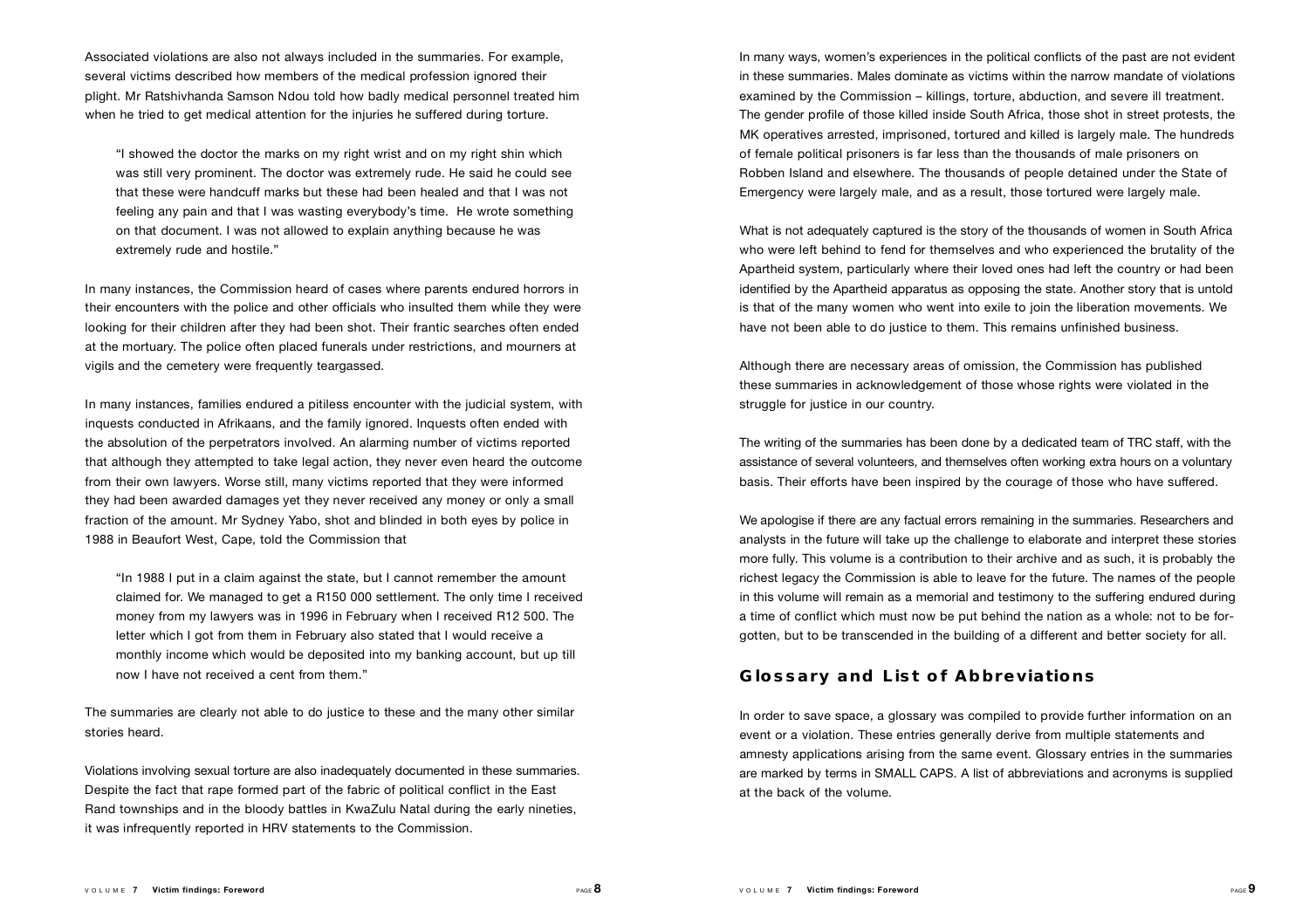Associated violations are also not always included in the summaries. For example, several victims described how members of the medical profession ignored their plight. Mr Ratshivhanda Samson Ndou told how badly medical personnel treated him when he tried to get medical attention for the injuries he suffered during torture.

> "I showed the doctor the marks on my right wrist and on my right shin which was still very prominent. The doctor was extremely rude. He said he could see that these were handcuff marks but these had been healed and that I was not feeling any pain and that I was wasting everybody's time. He wrote something on that document. I was not allowed to explain anything because he was extremely rude and hostile."

In many instances, the Commission heard of cases where parents endured horrors in their encounters with the police and other officials who insulted them while they were looking for their children after they had been shot. Their frantic searches often ended at the mortuary. The police often placed funerals under restrictions, and mourners at vigils and the cemetery were frequently teargassed.

In many instances, families endured a pitiless encounter with the judicial system, with inquests conducted in Afrikaans, and the family ignored. Inquests often ended with the absolution of the perpetrators involved. An alarming number of victims reported that although they attempted to take legal action, they never even heard the outcome from their own lawyers. Worse still, many victims reported that they were informed they had been awarded damages yet they never received any money or only a small fraction of the amount. Mr Sydney Yabo, shot and blinded in both eyes by police in 1988 in Beaufort West, Cape, told the Commission that

> "In 1988 I put in a claim against the state, but I cannot remember the amount claimed for. We managed to get a R150 000 settlement. The only time I received money from my lawyers was in 1996 in February when I received R12 500. The letter which I got from them in February also stated that I would receive a monthly income which would be deposited into my banking account, but up till now I have not received a cent from them."

The summaries are clearly not able to do justice to these and the many other similar stories heard.

Violations involving sexual torture are also inadequately documented in these summaries. Despite the fact that rape formed part of the fabric of political conflict in the East Rand townships and in the bloody battles in KwaZulu Natal during the early nineties, it was infrequently reported in HRV statements to the Commission.

In many ways, women's experiences in the political conflicts of the past are not evident in these summaries. Males dominate as victims within the narrow mandate of violations examined by the Commission – killings, torture, abduction, and severe ill treatment. The gender profile of those killed inside South Africa, those shot in street protests, the MK operatives arrested, imprisoned, tortured and killed is largely male. The hundreds of female political prisoners is far less than the thousands of male prisoners on Robben Island and elsewhere. The thousands of people detained under the State of Emergency were largely male, and as a result, those tortured were largely male.

What is not adequately captured is the story of the thousands of women in South Africa who were left behind to fend for themselves and who experienced the brutality of the Apartheid system, particularly where their loved ones had left the country or had been identified by the Apartheid apparatus as opposing the state. Another story that is untold is that of the many women who went into exile to join the liberation movements. We have not been able to do justice to them. This remains unfinished business.

Although there are necessary areas of omission, the Commission has published these summaries in acknowledgement of those whose rights were violated in the struggle for justice in our country.

The writing of the summaries has been done by a dedicated team of TRC staff, with the assistance of several volunteers, and themselves often working extra hours on a voluntary basis. Their efforts have been inspired by the courage of those who have suffered.

We apologise if there are any factual errors remaining in the summaries. Researchers and analysts in the future will take up the challenge to elaborate and interpret these stories more fully. This volume is a contribution to their archive and as such, it is probably the richest legacy the Commission is able to leave for the future. The names of the people in this volume will remain as a memorial and testimony to the suffering endured during a time of conflict which must now be put behind the nation as a whole: not to be forgotten, but to be transcended in the building of a different and better society for all.

## Glossary and List of Abbreviations

In order to save space, a glossary was compiled to provide further information on an event or a violation. These entries generally derive from multiple statements and amnesty applications arising from the same event. Glossary entries in the summaries are marked by terms in SMALL CAPS. A list of abbreviations and acronyms is supplied at the back of the volume.